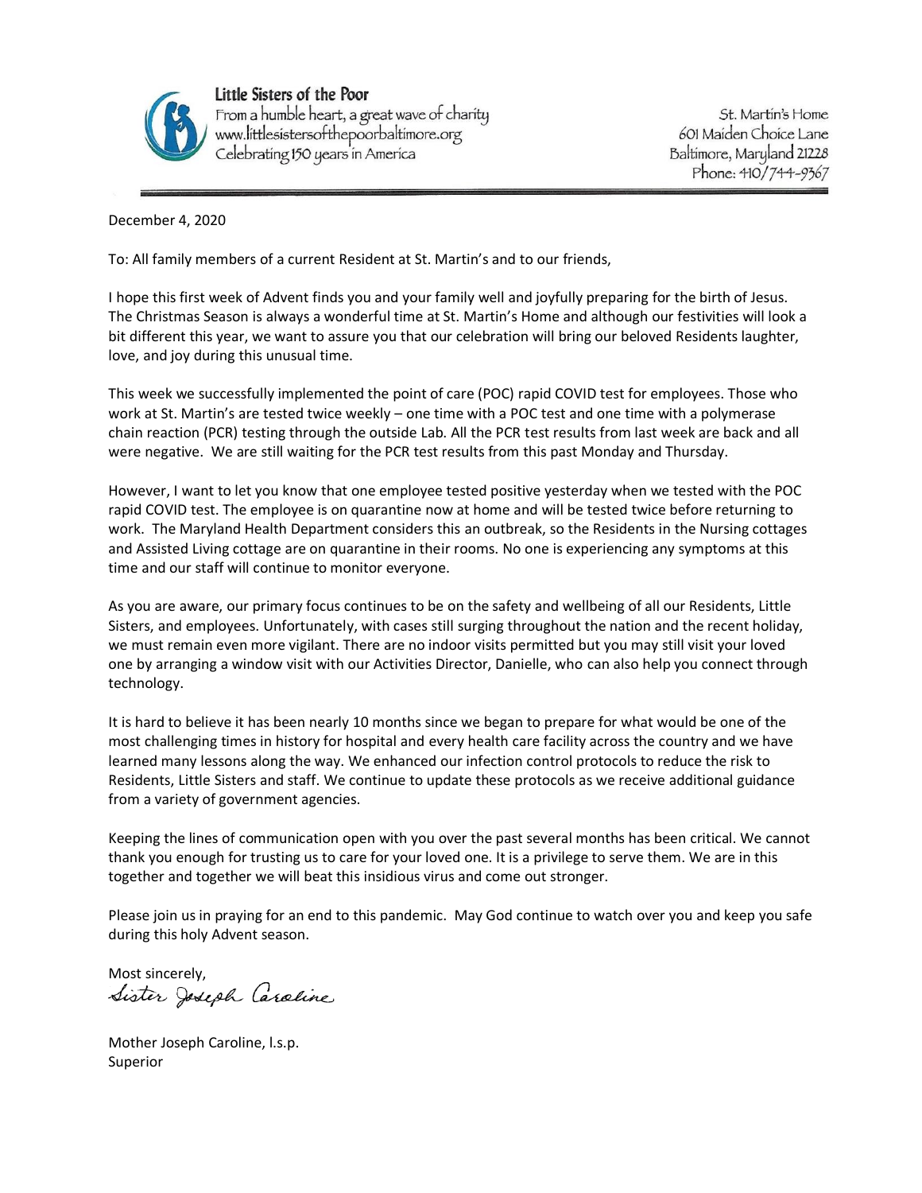**Little Sisters of the Poor**
From a humble heart, a great wave of charity
www.littlesistersofthepoorbaltimore.org
Celebrating 150 years in America

St. Martin's Home
601 Maiden Choice Lane
Baltimore, Maryland 21228
Phone: 410/744-9367

---

December 4, 2020

To: All family members of a current Resident at St. Martin's and to our friends,

I hope this first week of Advent finds you and your family well and joyfully preparing for the birth of Jesus. The Christmas Season is always a wonderful time at St. Martin's Home and although our festivities will look a bit different this year, we want to assure you that our celebration will bring our beloved Residents laughter, love, and joy during this unusual time.

This week we successfully implemented the point of care (POC) rapid COVID test for employees. Those who work at St. Martin's are tested twice weekly – one time with a POC test and one time with a polymerase chain reaction (PCR) testing through the outside Lab. All the PCR test results from last week are back and all were negative. We are still waiting for the PCR test results from this past Monday and Thursday.

However, I want to let you know that one employee tested positive yesterday when we tested with the POC rapid COVID test. The employee is on quarantine now at home and will be tested twice before returning to work. The Maryland Health Department considers this an outbreak, so the Residents in the Nursing cottages and Assisted Living cottage are on quarantine in their rooms. No one is experiencing any symptoms at this time and our staff will continue to monitor everyone.

As you are aware, our primary focus continues to be on the safety and wellbeing of all our Residents, Little Sisters, and employees. Unfortunately, with cases still surging throughout the nation and the recent holiday, we must remain even more vigilant. There are no indoor visits permitted but you may still visit your loved one by arranging a window visit with our Activities Director, Danielle, who can also help you connect through technology.

It is hard to believe it has been nearly 10 months since we began to prepare for what would be one of the most challenging times in history for hospital and every health care facility across the country and we have learned many lessons along the way. We enhanced our infection control protocols to reduce the risk to Residents, Little Sisters and staff. We continue to update these protocols as we receive additional guidance from a variety of government agencies.

Keeping the lines of communication open with you over the past several months has been critical. We cannot thank you enough for trusting us to care for your loved one. It is a privilege to serve them. We are in this together and together we will beat this insidious virus and come out stronger.

Please join us in praying for an end to this pandemic. May God continue to watch over you and keep you safe during this holy Advent season.

Most sincerely,
*Sister Joseph Caroline*

Mother Joseph Caroline, l.s.p.
Superior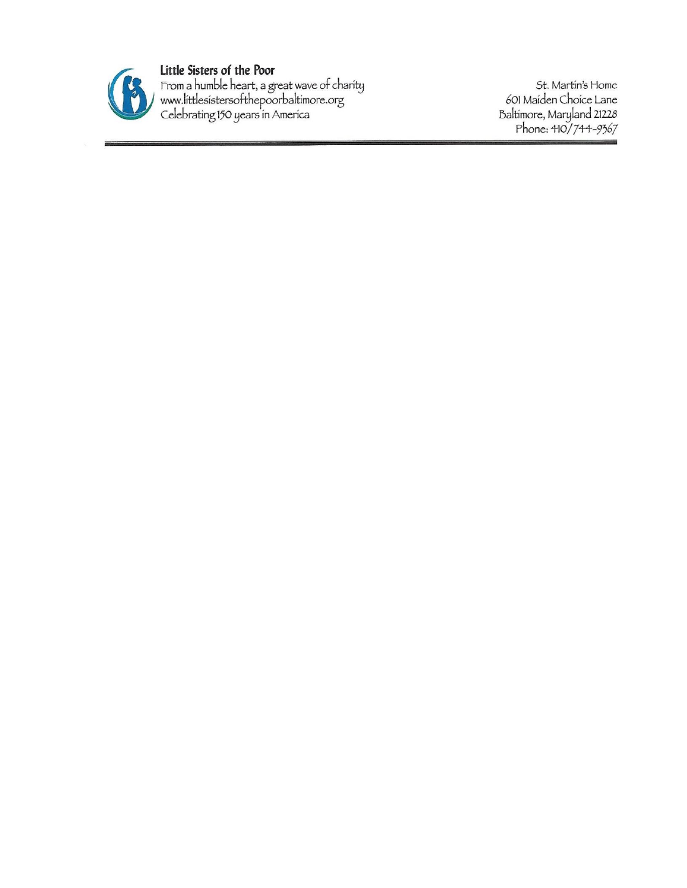**Little Sisters of the Poor**
From a humble heart, a great wave of charity
www.littlesistersofthepoorbaltimore.org
Celebrating 150 years in America

St. Martin's Home
601 Maiden Choice Lane
Baltimore, Maryland 21228
Phone: 410/744-9367